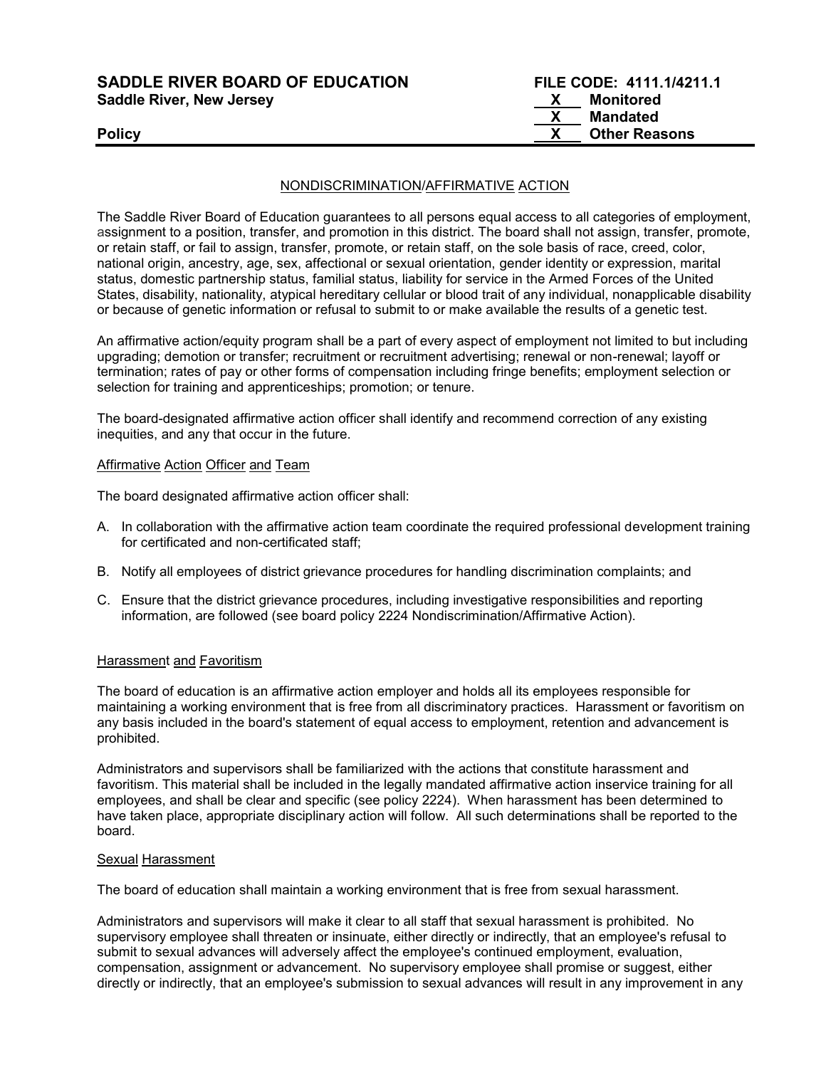**SADDLE RIVER BOARD OF EDUCATION** **FILE CODE: 4111.1/4211.1**
**Saddle River, New Jersey**

| | |
|---|---|
| X | Monitored |
| X | Mandated |
| X | Other Reasons |

**Policy**

## NONDISCRIMINATION/AFFIRMATIVE ACTION

The Saddle River Board of Education guarantees to all persons equal access to all categories of employment, assignment to a position, transfer, and promotion in this district. The board shall not assign, transfer, promote, or retain staff, or fail to assign, transfer, promote, or retain staff, on the sole basis of race, creed, color, national origin, ancestry, age, sex, affectional or sexual orientation, gender identity or expression, marital status, domestic partnership status, familial status, liability for service in the Armed Forces of the United States, disability, nationality, atypical hereditary cellular or blood trait of any individual, nonapplicable disability or because of genetic information or refusal to submit to or make available the results of a genetic test.

An affirmative action/equity program shall be a part of every aspect of employment not limited to but including upgrading; demotion or transfer; recruitment or recruitment advertising; renewal or non-renewal; layoff or termination; rates of pay or other forms of compensation including fringe benefits; employment selection or selection for training and apprenticeships; promotion; or tenure.

The board-designated affirmative action officer shall identify and recommend correction of any existing inequities, and any that occur in the future.

### Affirmative Action Officer and Team

The board designated affirmative action officer shall:

A. In collaboration with the affirmative action team coordinate the required professional development training for certificated and non-certificated staff;

B. Notify all employees of district grievance procedures for handling discrimination complaints; and

C. Ensure that the district grievance procedures, including investigative responsibilities and reporting information, are followed (see board policy 2224 Nondiscrimination/Affirmative Action).

### Harassment and Favoritism

The board of education is an affirmative action employer and holds all its employees responsible for maintaining a working environment that is free from all discriminatory practices. Harassment or favoritism on any basis included in the board's statement of equal access to employment, retention and advancement is prohibited.

Administrators and supervisors shall be familiarized with the actions that constitute harassment and favoritism. This material shall be included in the legally mandated affirmative action inservice training for all employees, and shall be clear and specific (see policy 2224). When harassment has been determined to have taken place, appropriate disciplinary action will follow. All such determinations shall be reported to the board.

### Sexual Harassment

The board of education shall maintain a working environment that is free from sexual harassment.

Administrators and supervisors will make it clear to all staff that sexual harassment is prohibited. No supervisory employee shall threaten or insinuate, either directly or indirectly, that an employee's refusal to submit to sexual advances will adversely affect the employee's continued employment, evaluation, compensation, assignment or advancement. No supervisory employee shall promise or suggest, either directly or indirectly, that an employee's submission to sexual advances will result in any improvement in any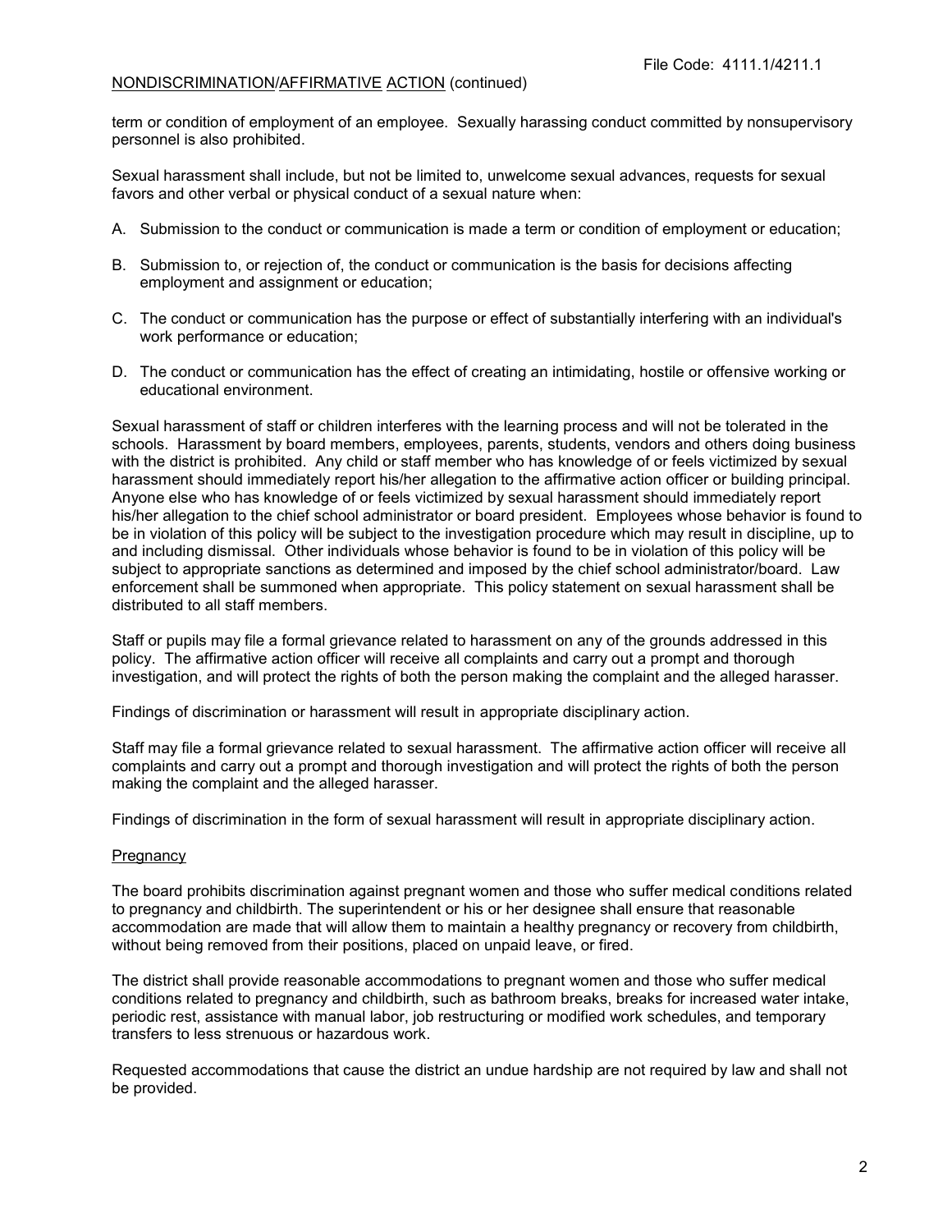term or condition of employment of an employee. Sexually harassing conduct committed by nonsupervisory personnel is also prohibited.

Sexual harassment shall include, but not be limited to, unwelcome sexual advances, requests for sexual favors and other verbal or physical conduct of a sexual nature when:

A. Submission to the conduct or communication is made a term or condition of employment or education;

B. Submission to, or rejection of, the conduct or communication is the basis for decisions affecting employment and assignment or education;

C. The conduct or communication has the purpose or effect of substantially interfering with an individual's work performance or education;

D. The conduct or communication has the effect of creating an intimidating, hostile or offensive working or educational environment.

Sexual harassment of staff or children interferes with the learning process and will not be tolerated in the schools. Harassment by board members, employees, parents, students, vendors and others doing business with the district is prohibited. Any child or staff member who has knowledge of or feels victimized by sexual harassment should immediately report his/her allegation to the affirmative action officer or building principal. Anyone else who has knowledge of or feels victimized by sexual harassment should immediately report his/her allegation to the chief school administrator or board president. Employees whose behavior is found to be in violation of this policy will be subject to the investigation procedure which may result in discipline, up to and including dismissal. Other individuals whose behavior is found to be in violation of this policy will be subject to appropriate sanctions as determined and imposed by the chief school administrator/board. Law enforcement shall be summoned when appropriate. This policy statement on sexual harassment shall be distributed to all staff members.

Staff or pupils may file a formal grievance related to harassment on any of the grounds addressed in this policy. The affirmative action officer will receive all complaints and carry out a prompt and thorough investigation, and will protect the rights of both the person making the complaint and the alleged harasser.

Findings of discrimination or harassment will result in appropriate disciplinary action.

Staff may file a formal grievance related to sexual harassment. The affirmative action officer will receive all complaints and carry out a prompt and thorough investigation and will protect the rights of both the person making the complaint and the alleged harasser.

Findings of discrimination in the form of sexual harassment will result in appropriate disciplinary action.

## Pregnancy

The board prohibits discrimination against pregnant women and those who suffer medical conditions related to pregnancy and childbirth. The superintendent or his or her designee shall ensure that reasonable accommodation are made that will allow them to maintain a healthy pregnancy or recovery from childbirth, without being removed from their positions, placed on unpaid leave, or fired.

The district shall provide reasonable accommodations to pregnant women and those who suffer medical conditions related to pregnancy and childbirth, such as bathroom breaks, breaks for increased water intake, periodic rest, assistance with manual labor, job restructuring or modified work schedules, and temporary transfers to less strenuous or hazardous work.

Requested accommodations that cause the district an undue hardship are not required by law and shall not be provided.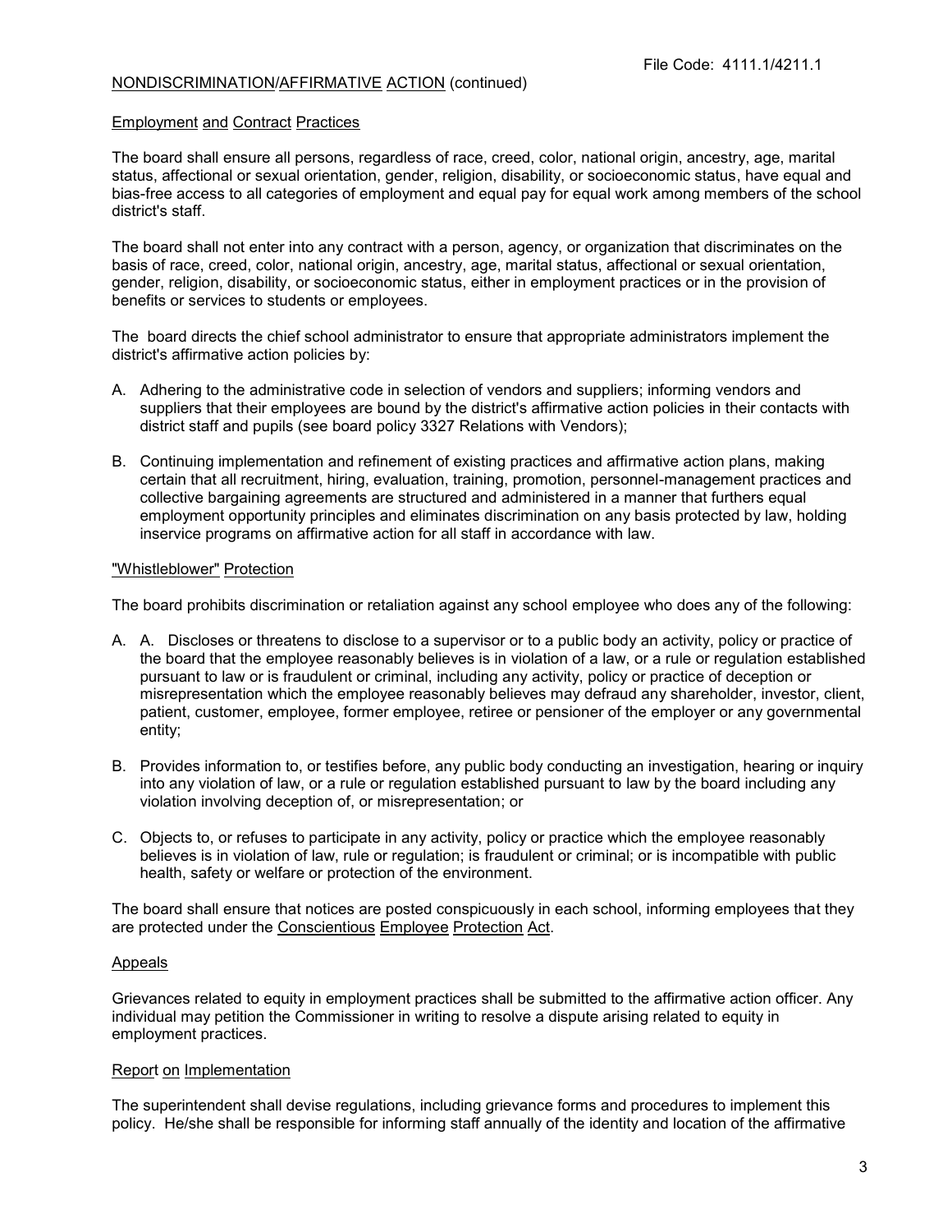NONDISCRIMINATION/AFFIRMATIVE ACTION (continued)

### Employment and Contract Practices

The board shall ensure all persons, regardless of race, creed, color, national origin, ancestry, age, marital status, affectional or sexual orientation, gender, religion, disability, or socioeconomic status, have equal and bias-free access to all categories of employment and equal pay for equal work among members of the school district's staff.

The board shall not enter into any contract with a person, agency, or organization that discriminates on the basis of race, creed, color, national origin, ancestry, age, marital status, affectional or sexual orientation, gender, religion, disability, or socioeconomic status, either in employment practices or in the provision of benefits or services to students or employees.

The board directs the chief school administrator to ensure that appropriate administrators implement the district's affirmative action policies by:

A. Adhering to the administrative code in selection of vendors and suppliers; informing vendors and suppliers that their employees are bound by the district's affirmative action policies in their contacts with district staff and pupils (see board policy 3327 Relations with Vendors);

B. Continuing implementation and refinement of existing practices and affirmative action plans, making certain that all recruitment, hiring, evaluation, training, promotion, personnel-management practices and collective bargaining agreements are structured and administered in a manner that furthers equal employment opportunity principles and eliminates discrimination on any basis protected by law, holding inservice programs on affirmative action for all staff in accordance with law.

### "Whistleblower" Protection

The board prohibits discrimination or retaliation against any school employee who does any of the following:

A. A. Discloses or threatens to disclose to a supervisor or to a public body an activity, policy or practice of the board that the employee reasonably believes is in violation of a law, or a rule or regulation established pursuant to law or is fraudulent or criminal, including any activity, policy or practice of deception or misrepresentation which the employee reasonably believes may defraud any shareholder, investor, client, patient, customer, employee, former employee, retiree or pensioner of the employer or any governmental entity;

B. Provides information to, or testifies before, any public body conducting an investigation, hearing or inquiry into any violation of law, or a rule or regulation established pursuant to law by the board including any violation involving deception of, or misrepresentation; or

C. Objects to, or refuses to participate in any activity, policy or practice which the employee reasonably believes is in violation of law, rule or regulation; is fraudulent or criminal; or is incompatible with public health, safety or welfare or protection of the environment.

The board shall ensure that notices are posted conspicuously in each school, informing employees that they are protected under the Conscientious Employee Protection Act.

### Appeals

Grievances related to equity in employment practices shall be submitted to the affirmative action officer. Any individual may petition the Commissioner in writing to resolve a dispute arising related to equity in employment practices.

### Report on Implementation

The superintendent shall devise regulations, including grievance forms and procedures to implement this policy. He/she shall be responsible for informing staff annually of the identity and location of the affirmative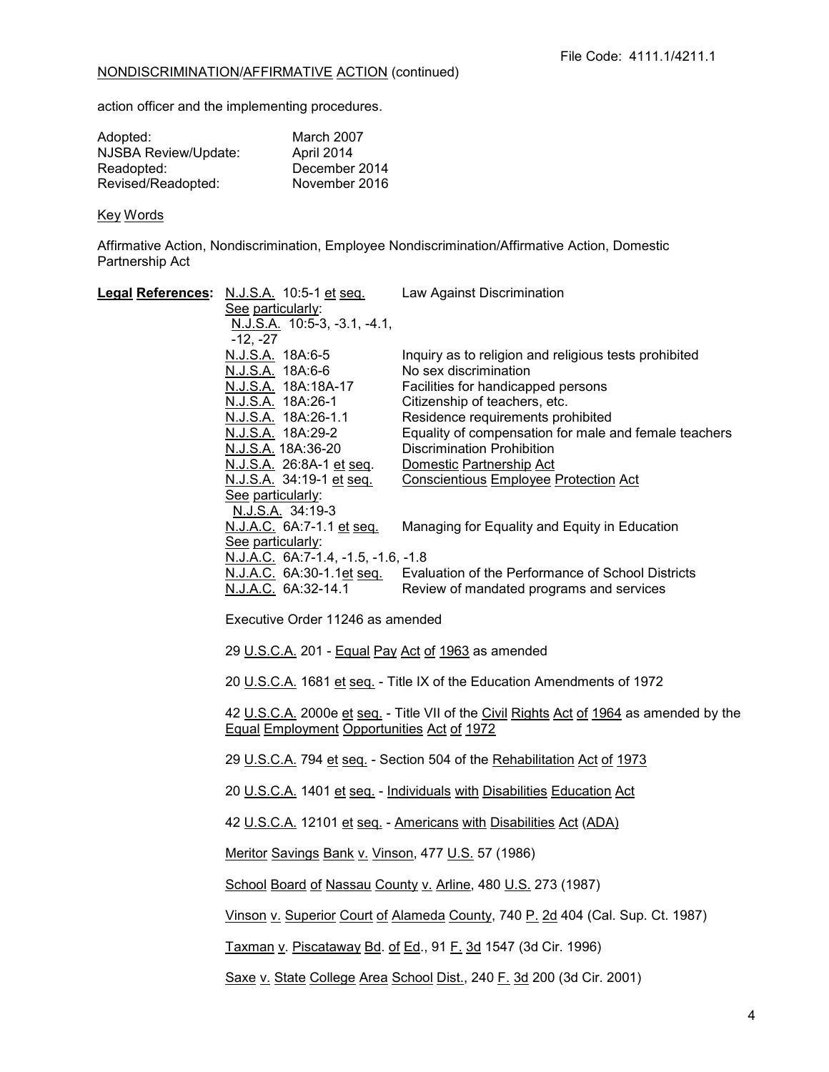NONDISCRIMINATION/AFFIRMATIVE ACTION (continued)

action officer and the implementing procedures.

| | |
|---|---|
| Adopted: | March 2007 |
| NJSBA Review/Update: | April 2014 |
| Readopted: | December 2014 |
| Revised/Readopted: | November 2016 |

Key Words

Affirmative Action, Nondiscrimination, Employee Nondiscrimination/Affirmative Action, Domestic Partnership Act

**Legal References:**

| | |
|---|---|
| N.J.S.A. 10:5-1 et seq. | Law Against Discrimination |
| See particularly: N.J.S.A. 10:5-3, -3.1, -4.1, -12, -27 | |
| N.J.S.A. 18A:6-5 | Inquiry as to religion and religious tests prohibited |
| N.J.S.A. 18A:6-6 | No sex discrimination |
| N.J.S.A. 18A:18A-17 | Facilities for handicapped persons |
| N.J.S.A. 18A:26-1 | Citizenship of teachers, etc. |
| N.J.S.A. 18A:26-1.1 | Residence requirements prohibited |
| N.J.S.A. 18A:29-2 | Equality of compensation for male and female teachers |
| N.J.S.A. 18A:36-20 | Discrimination Prohibition |
| N.J.S.A. 26:8A-1 et seq. | Domestic Partnership Act |
| N.J.S.A. 34:19-1 et seq. | Conscientious Employee Protection Act |
| See particularly: N.J.S.A. 34:19-3 | |
| N.J.A.C. 6A:7-1.1 et seq. | Managing for Equality and Equity in Education |
| See particularly: N.J.A.C. 6A:7-1.4, -1.5, -1.6, -1.8 | |
| N.J.A.C. 6A:30-1.1et seq. | Evaluation of the Performance of School Districts |
| N.J.A.C. 6A:32-14.1 | Review of mandated programs and services |

Executive Order 11246 as amended

29 U.S.C.A. 201 - Equal Pay Act of 1963 as amended

20 U.S.C.A. 1681 et seq. - Title IX of the Education Amendments of 1972

42 U.S.C.A. 2000e et seq. - Title VII of the Civil Rights Act of 1964 as amended by the Equal Employment Opportunities Act of 1972

29 U.S.C.A. 794 et seq. - Section 504 of the Rehabilitation Act of 1973

20 U.S.C.A. 1401 et seq. - Individuals with Disabilities Education Act

42 U.S.C.A. 12101 et seq. - Americans with Disabilities Act (ADA)

Meritor Savings Bank v. Vinson, 477 U.S. 57 (1986)

School Board of Nassau County v. Arline, 480 U.S. 273 (1987)

Vinson v. Superior Court of Alameda County, 740 P. 2d 404 (Cal. Sup. Ct. 1987)

Taxman v. Piscataway Bd. of Ed., 91 F. 3d 1547 (3d Cir. 1996)

Saxe v. State College Area School Dist., 240 F. 3d 200 (3d Cir. 2001)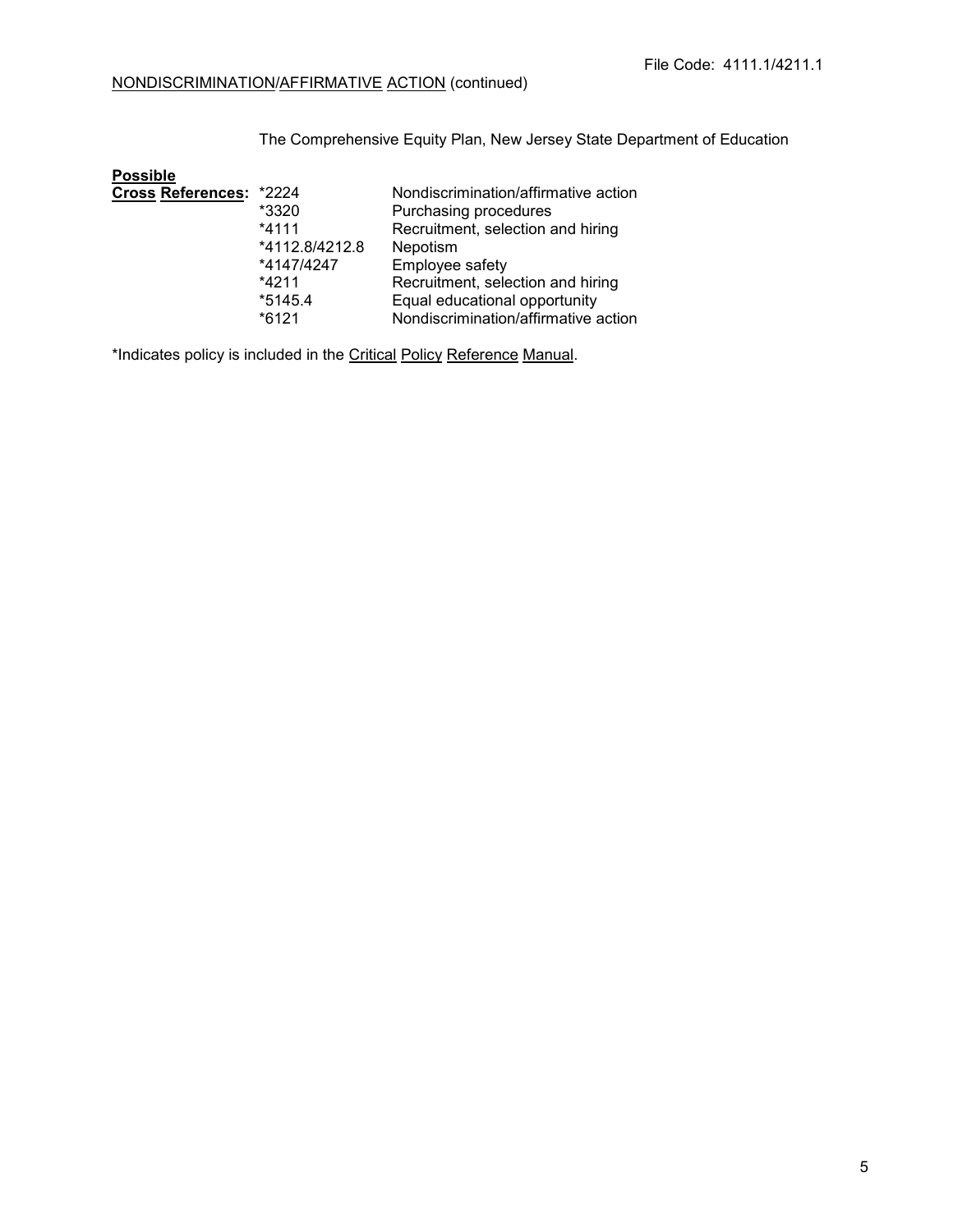NONDISCRIMINATION/AFFIRMATIVE ACTION (continued)

The Comprehensive Equity Plan, New Jersey State Department of Education

**Possible Cross References:**

| | | |
|---|---|---|
| | *2224 | Nondiscrimination/affirmative action |
| | *3320 | Purchasing procedures |
| | *4111 | Recruitment, selection and hiring |
| | *4112.8/4212.8 | Nepotism |
| | *4147/4247 | Employee safety |
| | *4211 | Recruitment, selection and hiring |
| | *5145.4 | Equal educational opportunity |
| | *6121 | Nondiscrimination/affirmative action |

*Indicates policy is included in the Critical Policy Reference Manual.